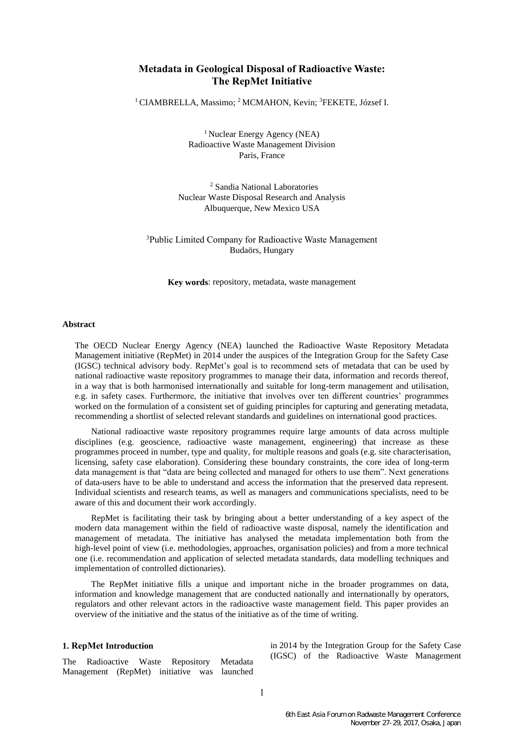# Metadata in Geological Disposal of Radioactive Waste: The RepMet Initiative

[1] CIAMBRELLA, Massimo; [2] MCMAHON, Kevin; [3] FEKETE, József I.

[1] Nuclear Energy Agency (NEA)
Radioactive Waste Management Division
Paris, France

[2] Sandia National Laboratories
Nuclear Waste Disposal Research and Analysis
Albuquerque, New Mexico USA

[3] Public Limited Company for Radioactive Waste Management
Budaörs, Hungary

**Key words**: repository, metadata, waste management

### Abstract

The OECD Nuclear Energy Agency (NEA) launched the Radioactive Waste Repository Metadata Management initiative (RepMet) in 2014 under the auspices of the Integration Group for the Safety Case (IGSC) technical advisory body. RepMet's goal is to recommend sets of metadata that can be used by national radioactive waste repository programmes to manage their data, information and records thereof, in a way that is both harmonised internationally and suitable for long-term management and utilisation, e.g. in safety cases. Furthermore, the initiative that involves over ten different countries' programmes worked on the formulation of a consistent set of guiding principles for capturing and generating metadata, recommending a shortlist of selected relevant standards and guidelines on international good practices.

National radioactive waste repository programmes require large amounts of data across multiple disciplines (e.g. geoscience, radioactive waste management, engineering) that increase as these programmes proceed in number, type and quality, for multiple reasons and goals (e.g. site characterisation, licensing, safety case elaboration). Considering these boundary constraints, the core idea of long-term data management is that "data are being collected and managed for others to use them". Next generations of data-users have to be able to understand and access the information that the preserved data represent. Individual scientists and research teams, as well as managers and communications specialists, need to be aware of this and document their work accordingly.

RepMet is facilitating their task by bringing about a better understanding of a key aspect of the modern data management within the field of radioactive waste disposal, namely the identification and management of metadata. The initiative has analysed the metadata implementation both from the high-level point of view (i.e. methodologies, approaches, organisation policies) and from a more technical one (i.e. recommendation and application of selected metadata standards, data modelling techniques and implementation of controlled dictionaries).

The RepMet initiative fills a unique and important niche in the broader programmes on data, information and knowledge management that are conducted nationally and internationally by operators, regulators and other relevant actors in the radioactive waste management field. This paper provides an overview of the initiative and the status of the initiative as of the time of writing.

### 1. RepMet Introduction

The Radioactive Waste Repository Metadata Management (RepMet) initiative was launched in 2014 by the Integration Group for the Safety Case (IGSC) of the Radioactive Waste Management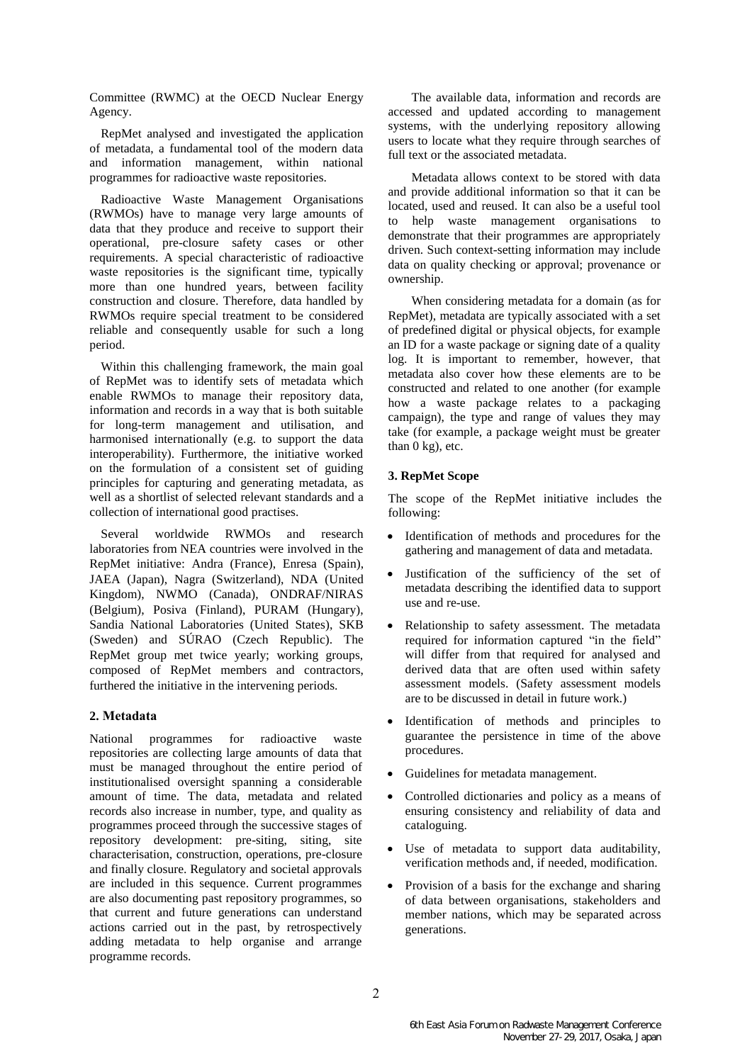Committee (RWMC) at the OECD Nuclear Energy Agency.

RepMet analysed and investigated the application of metadata, a fundamental tool of the modern data and information management, within national programmes for radioactive waste repositories.

Radioactive Waste Management Organisations (RWMOs) have to manage very large amounts of data that they produce and receive to support their operational, pre-closure safety cases or other requirements. A special characteristic of radioactive waste repositories is the significant time, typically more than one hundred years, between facility construction and closure. Therefore, data handled by RWMOs require special treatment to be considered reliable and consequently usable for such a long period.

Within this challenging framework, the main goal of RepMet was to identify sets of metadata which enable RWMOs to manage their repository data, information and records in a way that is both suitable for long-term management and utilisation, and harmonised internationally (e.g. to support the data interoperability). Furthermore, the initiative worked on the formulation of a consistent set of guiding principles for capturing and generating metadata, as well as a shortlist of selected relevant standards and a collection of international good practises.

Several worldwide RWMOs and research laboratories from NEA countries were involved in the RepMet initiative: Andra (France), Enresa (Spain), JAEA (Japan), Nagra (Switzerland), NDA (United Kingdom), NWMO (Canada), ONDRAF/NIRAS (Belgium), Posiva (Finland), PURAM (Hungary), Sandia National Laboratories (United States), SKB (Sweden) and SÚRAO (Czech Republic). The RepMet group met twice yearly; working groups, composed of RepMet members and contractors, furthered the initiative in the intervening periods.

## 2. Metadata

National programmes for radioactive waste repositories are collecting large amounts of data that must be managed throughout the entire period of institutionalised oversight spanning a considerable amount of time. The data, metadata and related records also increase in number, type, and quality as programmes proceed through the successive stages of repository development: pre-siting, siting, site characterisation, construction, operations, pre-closure and finally closure. Regulatory and societal approvals are included in this sequence. Current programmes are also documenting past repository programmes, so that current and future generations can understand actions carried out in the past, by retrospectively adding metadata to help organise and arrange programme records.

The available data, information and records are accessed and updated according to management systems, with the underlying repository allowing users to locate what they require through searches of full text or the associated metadata.

Metadata allows context to be stored with data and provide additional information so that it can be located, used and reused. It can also be a useful tool to help waste management organisations to demonstrate that their programmes are appropriately driven. Such context-setting information may include data on quality checking or approval; provenance or ownership.

When considering metadata for a domain (as for RepMet), metadata are typically associated with a set of predefined digital or physical objects, for example an ID for a waste package or signing date of a quality log. It is important to remember, however, that metadata also cover how these elements are to be constructed and related to one another (for example how a waste package relates to a packaging campaign), the type and range of values they may take (for example, a package weight must be greater than 0 kg), etc.

## 3. RepMet Scope

The scope of the RepMet initiative includes the following:

- Identification of methods and procedures for the gathering and management of data and metadata.
- Justification of the sufficiency of the set of metadata describing the identified data to support use and re-use.
- Relationship to safety assessment. The metadata required for information captured "in the field" will differ from that required for analysed and derived data that are often used within safety assessment models. (Safety assessment models are to be discussed in detail in future work.)
- Identification of methods and principles to guarantee the persistence in time of the above procedures.
- Guidelines for metadata management.
- Controlled dictionaries and policy as a means of ensuring consistency and reliability of data and cataloguing.
- Use of metadata to support data auditability, verification methods and, if needed, modification.
- Provision of a basis for the exchange and sharing of data between organisations, stakeholders and member nations, which may be separated across generations.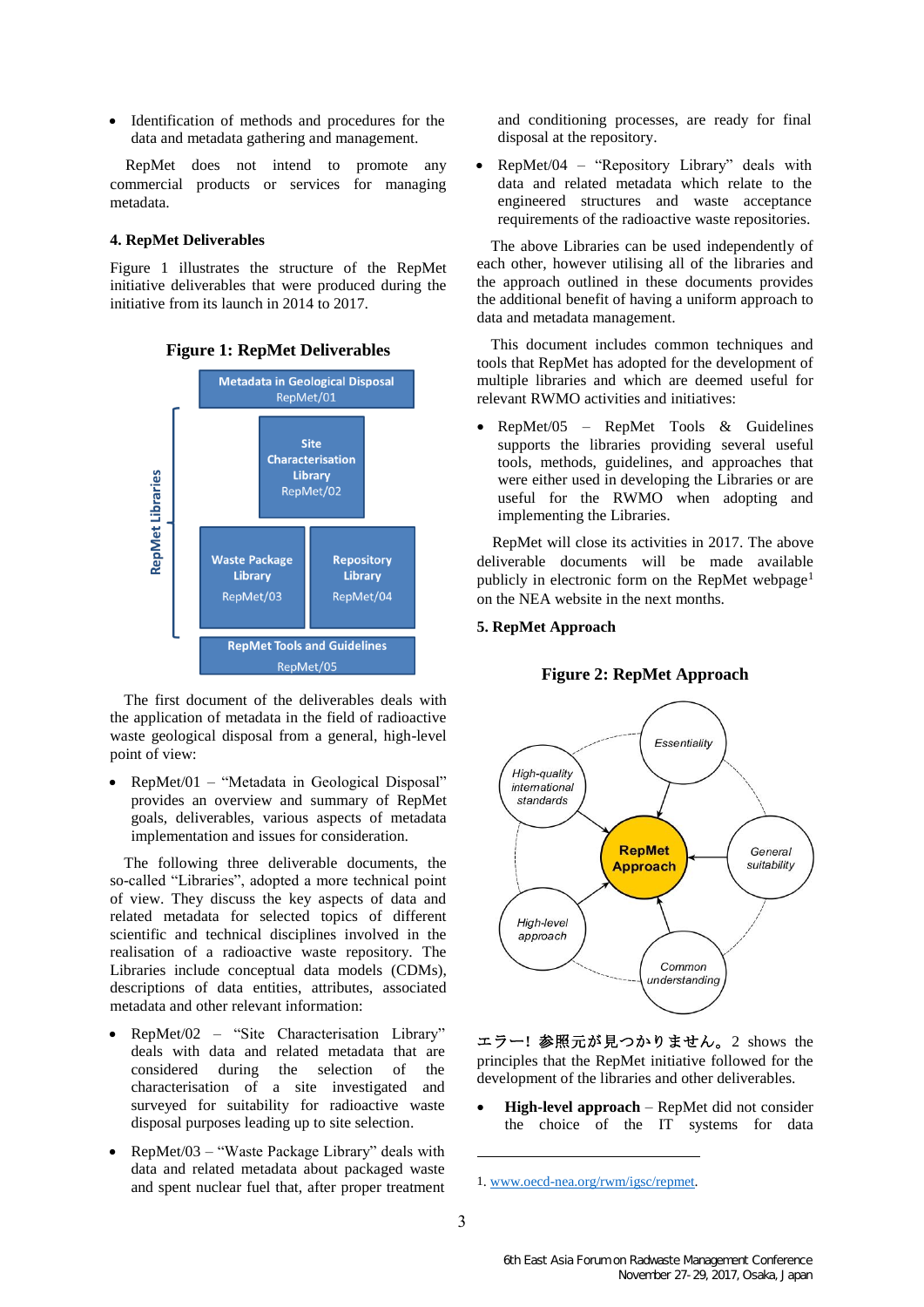- Identification of methods and procedures for the data and metadata gathering and management.

RepMet does not intend to promote any commercial products or services for managing metadata.

### 4. RepMet Deliverables

Figure 1 illustrates the structure of the RepMet initiative deliverables that were produced during the initiative from its launch in 2014 to 2017.

**Figure 1: RepMet Deliverables**

Metadata in Geological Disposal RepMet/01

RepMet Libraries

Site Characterisation Library RepMet/02

Waste Package Library RepMet/03

Repository Library RepMet/04

RepMet Tools and Guidelines RepMet/05

The first document of the deliverables deals with the application of metadata in the field of radioactive waste geological disposal from a general, high-level point of view:

- RepMet/01 – “Metadata in Geological Disposal” provides an overview and summary of RepMet goals, deliverables, various aspects of metadata implementation and issues for consideration.

The following three deliverable documents, the so-called “Libraries”, adopted a more technical point of view. They discuss the key aspects of data and related metadata for selected topics of different scientific and technical disciplines involved in the realisation of a radioactive waste repository. The Libraries include conceptual data models (CDMs), descriptions of data entities, attributes, associated metadata and other relevant information:

- RepMet/02 – “Site Characterisation Library” deals with data and related metadata that are considered during the selection of the characterisation of a site investigated and surveyed for suitability for radioactive waste disposal purposes leading up to site selection.
- RepMet/03 – “Waste Package Library” deals with data and related metadata about packaged waste and spent nuclear fuel that, after proper treatment and conditioning processes, are ready for final disposal at the repository.
- RepMet/04 – “Repository Library” deals with data and related metadata which relate to the engineered structures and waste acceptance requirements of the radioactive waste repositories.

The above Libraries can be used independently of each other, however utilising all of the libraries and the approach outlined in these documents provides the additional benefit of having a uniform approach to data and metadata management.

This document includes common techniques and tools that RepMet has adopted for the development of multiple libraries and which are deemed useful for relevant RWMO activities and initiatives:

- RepMet/05 – RepMet Tools & Guidelines supports the libraries providing several useful tools, methods, guidelines, and approaches that were either used in developing the Libraries or are useful for the RWMO when adopting and implementing the Libraries.

RepMet will close its activities in 2017. The above deliverable documents will be made available publicly in electronic form on the RepMet webpage[1] on the NEA website in the next months.

### 5. RepMet Approach

**Figure 2: RepMet Approach**

RepMet Approach

Essentiality

General suitability

Common understanding

High-level approach

High-quality international standards

エラー! 参照元が見つかりません。2 shows the principles that the RepMet initiative followed for the development of the libraries and other deliverables.

- **High-level approach** – RepMet did not consider the choice of the IT systems for data

---

1. www.oecd-nea.org/rwm/igsc/repmet.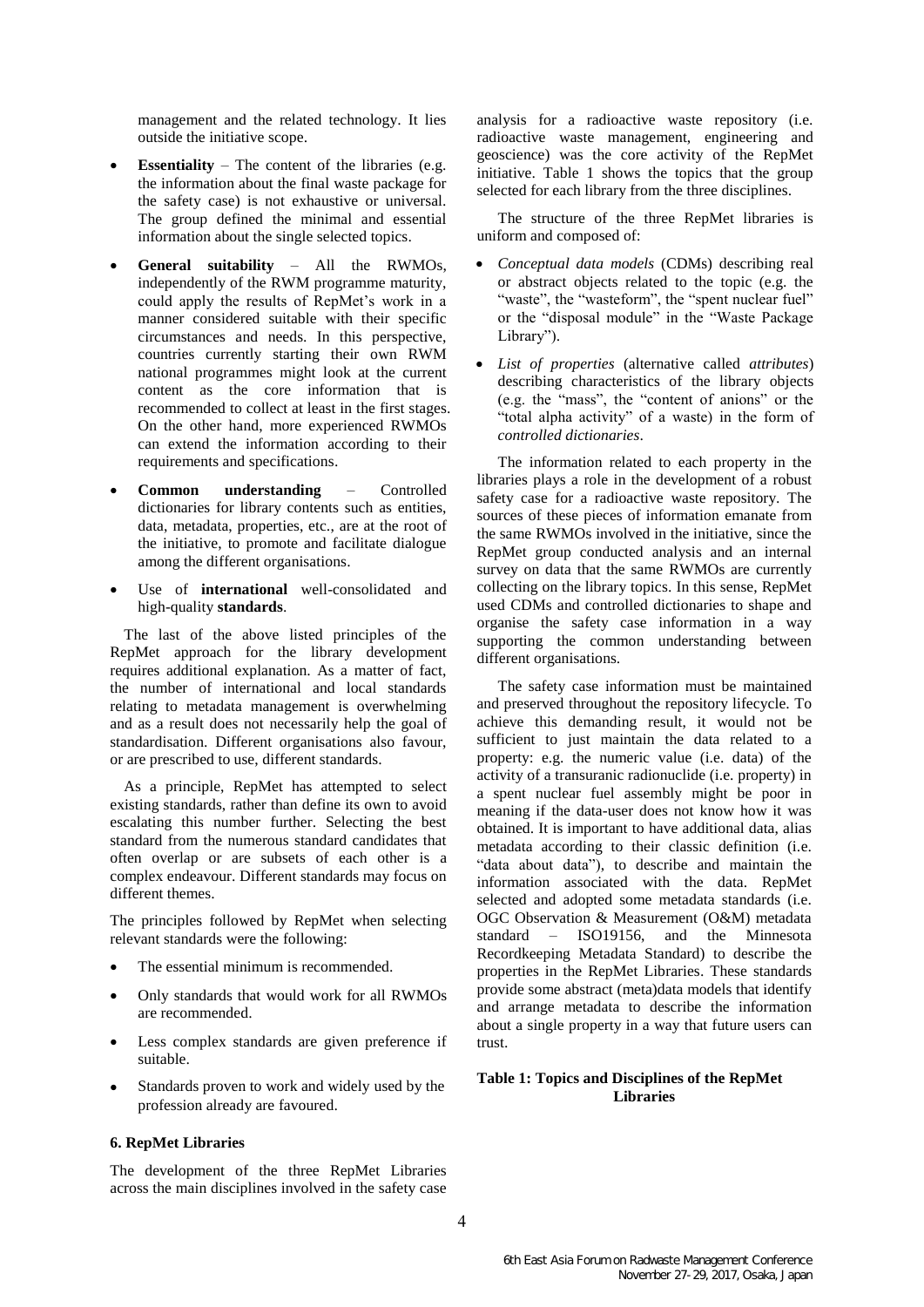management and the related technology. It lies outside the initiative scope.

- **Essentiality** – The content of the libraries (e.g. the information about the final waste package for the safety case) is not exhaustive or universal. The group defined the minimal and essential information about the single selected topics.
- **General suitability** – All the RWMOs, independently of the RWM programme maturity, could apply the results of RepMet's work in a manner considered suitable with their specific circumstances and needs. In this perspective, countries currently starting their own RWM national programmes might look at the current content as the core information that is recommended to collect at least in the first stages. On the other hand, more experienced RWMOs can extend the information according to their requirements and specifications.
- **Common understanding** – Controlled dictionaries for library contents such as entities, data, metadata, properties, etc., are at the root of the initiative, to promote and facilitate dialogue among the different organisations.
- Use of **international** well-consolidated and high-quality **standards**.

The last of the above listed principles of the RepMet approach for the library development requires additional explanation. As a matter of fact, the number of international and local standards relating to metadata management is overwhelming and as a result does not necessarily help the goal of standardisation. Different organisations also favour, or are prescribed to use, different standards.

As a principle, RepMet has attempted to select existing standards, rather than define its own to avoid escalating this number further. Selecting the best standard from the numerous standard candidates that often overlap or are subsets of each other is a complex endeavour. Different standards may focus on different themes.

The principles followed by RepMet when selecting relevant standards were the following:

- The essential minimum is recommended.
- Only standards that would work for all RWMOs are recommended.
- Less complex standards are given preference if suitable.
- Standards proven to work and widely used by the profession already are favoured.

## 6. RepMet Libraries

The development of the three RepMet Libraries across the main disciplines involved in the safety case analysis for a radioactive waste repository (i.e. radioactive waste management, engineering and geoscience) was the core activity of the RepMet initiative. Table 1 shows the topics that the group selected for each library from the three disciplines.

The structure of the three RepMet libraries is uniform and composed of:

- *Conceptual data models* (CDMs) describing real or abstract objects related to the topic (e.g. the "waste", the "wasteform", the "spent nuclear fuel" or the "disposal module" in the "Waste Package Library").
- *List of properties* (alternative called *attributes*) describing characteristics of the library objects (e.g. the "mass", the "content of anions" or the "total alpha activity" of a waste) in the form of *controlled dictionaries*.

The information related to each property in the libraries plays a role in the development of a robust safety case for a radioactive waste repository. The sources of these pieces of information emanate from the same RWMOs involved in the initiative, since the RepMet group conducted analysis and an internal survey on data that the same RWMOs are currently collecting on the library topics. In this sense, RepMet used CDMs and controlled dictionaries to shape and organise the safety case information in a way supporting the common understanding between different organisations.

The safety case information must be maintained and preserved throughout the repository lifecycle. To achieve this demanding result, it would not be sufficient to just maintain the data related to a property: e.g. the numeric value (i.e. data) of the activity of a transuranic radionuclide (i.e. property) in a spent nuclear fuel assembly might be poor in meaning if the data-user does not know how it was obtained. It is important to have additional data, alias metadata according to their classic definition (i.e. "data about data"), to describe and maintain the information associated with the data. RepMet selected and adopted some metadata standards (i.e. OGC Observation & Measurement (O&M) metadata standard – ISO19156, and the Minnesota Recordkeeping Metadata Standard) to describe the properties in the RepMet Libraries. These standards provide some abstract (meta)data models that identify and arrange metadata to describe the information about a single property in a way that future users can trust.

**Table 1: Topics and Disciplines of the RepMet Libraries**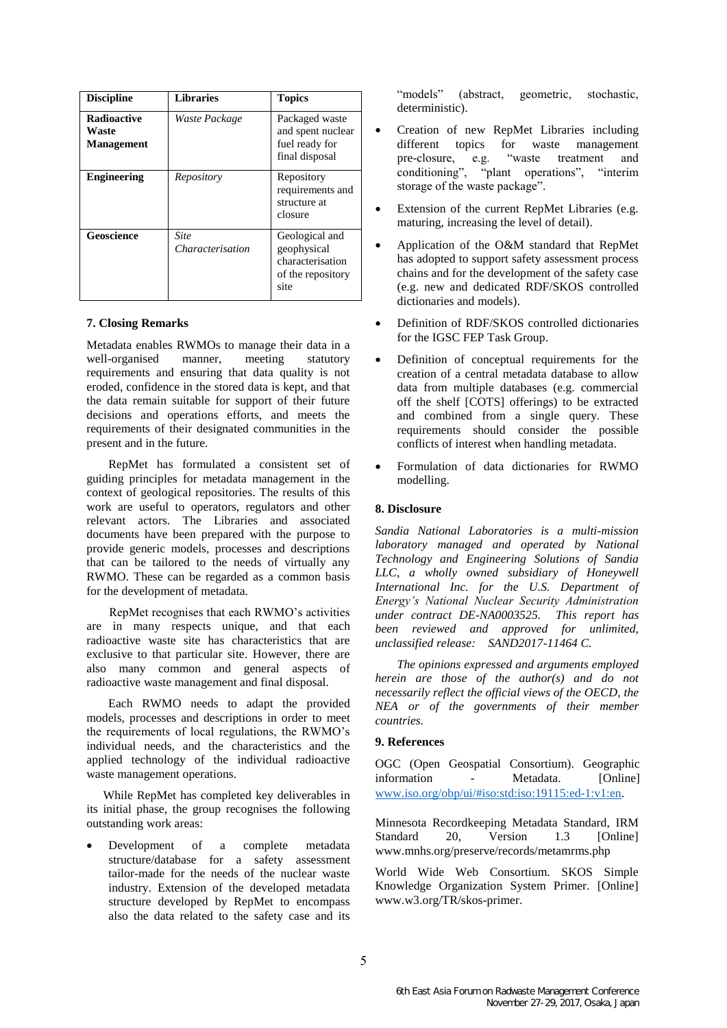| Discipline | Libraries | Topics |
|---|---|---|
| **Radioactive Waste Management** | *Waste Package* | Packaged waste and spent nuclear fuel ready for final disposal |
| **Engineering** | *Repository* | Repository requirements and structure at closure |
| **Geoscience** | *Site Characterisation* | Geological and geophysical characterisation of the repository site |

## 7. Closing Remarks

Metadata enables RWMOs to manage their data in a well-organised manner, meeting statutory requirements and ensuring that data quality is not eroded, confidence in the stored data is kept, and that the data remain suitable for support of their future decisions and operations efforts, and meets the requirements of their designated communities in the present and in the future.

RepMet has formulated a consistent set of guiding principles for metadata management in the context of geological repositories. The results of this work are useful to operators, regulators and other relevant actors. The Libraries and associated documents have been prepared with the purpose to provide generic models, processes and descriptions that can be tailored to the needs of virtually any RWMO. These can be regarded as a common basis for the development of metadata.

RepMet recognises that each RWMO's activities are in many respects unique, and that each radioactive waste site has characteristics that are exclusive to that particular site. However, there are also many common and general aspects of radioactive waste management and final disposal.

Each RWMO needs to adapt the provided models, processes and descriptions in order to meet the requirements of local regulations, the RWMO's individual needs, and the characteristics and the applied technology of the individual radioactive waste management operations.

While RepMet has completed key deliverables in its initial phase, the group recognises the following outstanding work areas:

- Development of a complete metadata structure/database for a safety assessment tailor-made for the needs of the nuclear waste industry. Extension of the developed metadata structure developed by RepMet to encompass also the data related to the safety case and its "models" (abstract, geometric, stochastic, deterministic).
- Creation of new RepMet Libraries including different topics for waste management pre-closure, e.g. "waste treatment and conditioning", "plant operations", "interim storage of the waste package".
- Extension of the current RepMet Libraries (e.g. maturing, increasing the level of detail).
- Application of the O&M standard that RepMet has adopted to support safety assessment process chains and for the development of the safety case (e.g. new and dedicated RDF/SKOS controlled dictionaries and models).
- Definition of RDF/SKOS controlled dictionaries for the IGSC FEP Task Group.
- Definition of conceptual requirements for the creation of a central metadata database to allow data from multiple databases (e.g. commercial off the shelf [COTS] offerings) to be extracted and combined from a single query. These requirements should consider the possible conflicts of interest when handling metadata.
- Formulation of data dictionaries for RWMO modelling.

## 8. Disclosure

*Sandia National Laboratories is a multi-mission laboratory managed and operated by National Technology and Engineering Solutions of Sandia LLC, a wholly owned subsidiary of Honeywell International Inc. for the U.S. Department of Energy's National Nuclear Security Administration under contract DE-NA0003525. This report has been reviewed and approved for unlimited, unclassified release: SAND2017-11464 C.*

*The opinions expressed and arguments employed herein are those of the author(s) and do not necessarily reflect the official views of the OECD, the NEA or of the governments of their member countries.*

## 9. References

OGC (Open Geospatial Consortium). Geographic information - Metadata. [Online] www.iso.org/obp/ui/#iso:std:iso:19115:ed-1:v1:en.

Minnesota Recordkeeping Metadata Standard, IRM Standard 20, Version 1.3 [Online] www.mnhs.org/preserve/records/metamrms.php

World Wide Web Consortium. SKOS Simple Knowledge Organization System Primer. [Online] www.w3.org/TR/skos-primer.